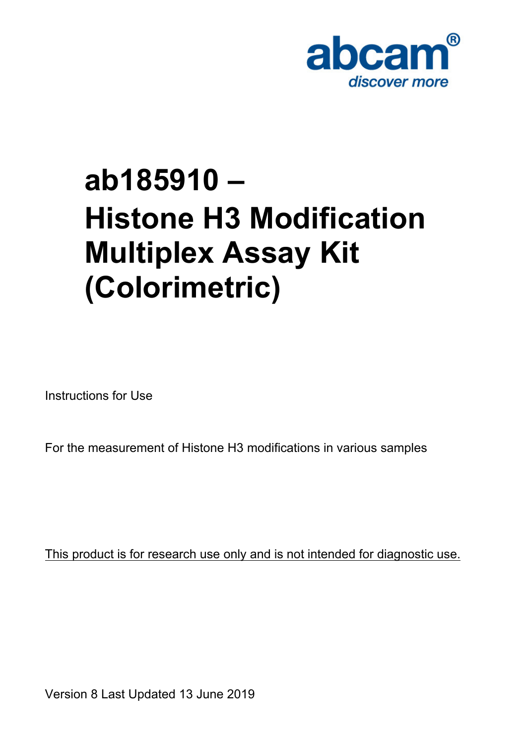abcam®

discover more

# ab185910 – Histone H3 Modification Multiplex Assay Kit (Colorimetric)

Instructions for Use

For the measurement of Histone H3 modifications in various samples

This product is for research use only and is not intended for diagnostic use.

Version 8 Last Updated 13 June 2019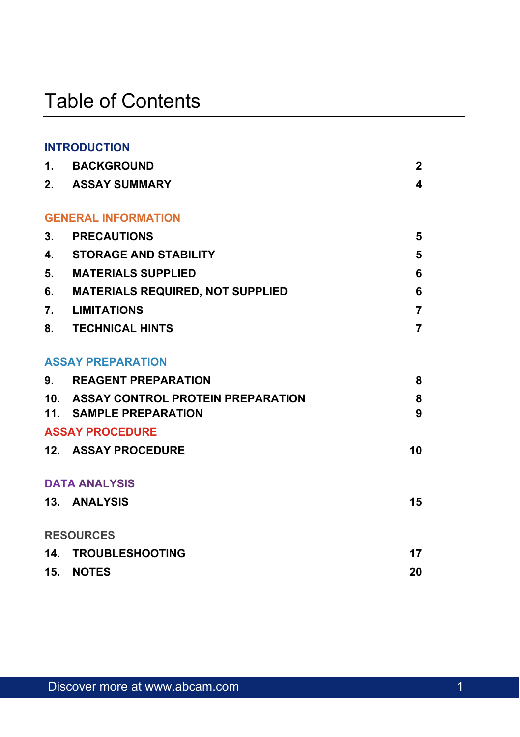# Table of Contents

**INTRODUCTION**

| | | |
|---|---|---|
| 1. | BACKGROUND | 2 |
| 2. | ASSAY SUMMARY | 4 |

**GENERAL INFORMATION**

| | | |
|---|---|---|
| 3. | PRECAUTIONS | 5 |
| 4. | STORAGE AND STABILITY | 5 |
| 5. | MATERIALS SUPPLIED | 6 |
| 6. | MATERIALS REQUIRED, NOT SUPPLIED | 6 |
| 7. | LIMITATIONS | 7 |
| 8. | TECHNICAL HINTS | 7 |

**ASSAY PREPARATION**

| | | |
|---|---|---|
| 9. | REAGENT PREPARATION | 8 |
| 10. | ASSAY CONTROL PROTEIN PREPARATION | 8 |
| 11. | SAMPLE PREPARATION | 9 |

**ASSAY PROCEDURE**

| | | |
|---|---|---|
| 12. | ASSAY PROCEDURE | 10 |

**DATA ANALYSIS**

| | | |
|---|---|---|
| 13. | ANALYSIS | 15 |

**RESOURCES**

| | | |
|---|---|---|
| 14. | TROUBLESHOOTING | 17 |
| 15. | NOTES | 20 |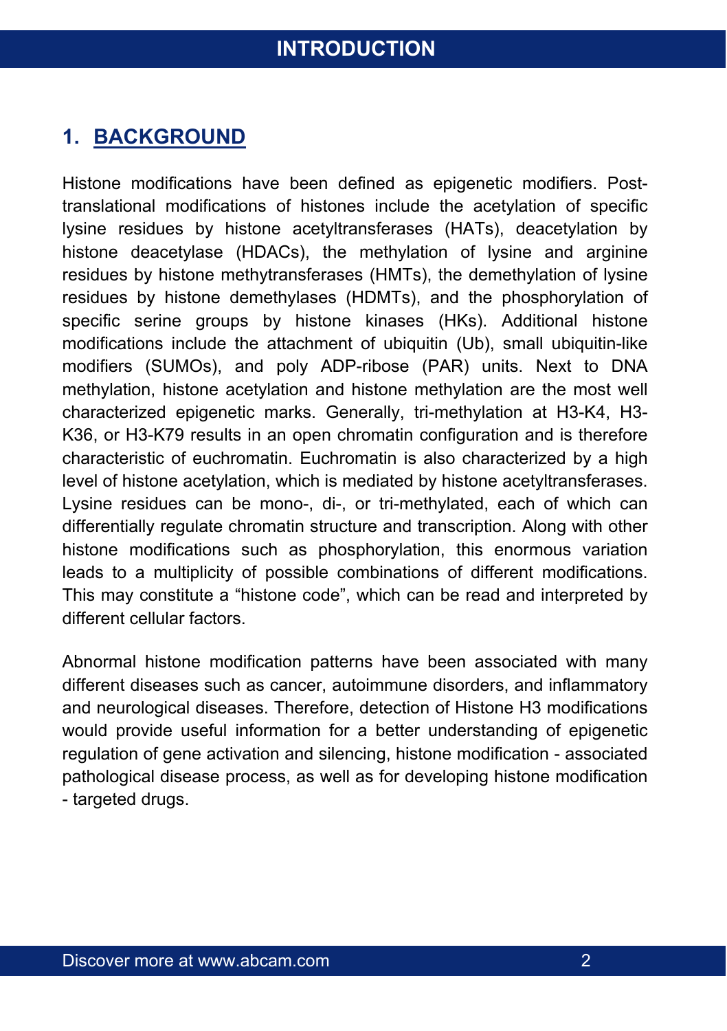# INTRODUCTION

## 1. BACKGROUND

Histone modifications have been defined as epigenetic modifiers. Post-translational modifications of histones include the acetylation of specific lysine residues by histone acetyltransferases (HATs), deacetylation by histone deacetylase (HDACs), the methylation of lysine and arginine residues by histone methytransferases (HMTs), the demethylation of lysine residues by histone demethylases (HDMTs), and the phosphorylation of specific serine groups by histone kinases (HKs). Additional histone modifications include the attachment of ubiquitin (Ub), small ubiquitin-like modifiers (SUMOs), and poly ADP-ribose (PAR) units. Next to DNA methylation, histone acetylation and histone methylation are the most well characterized epigenetic marks. Generally, tri-methylation at H3-K4, H3-K36, or H3-K79 results in an open chromatin configuration and is therefore characteristic of euchromatin. Euchromatin is also characterized by a high level of histone acetylation, which is mediated by histone acetyltransferases. Lysine residues can be mono-, di-, or tri-methylated, each of which can differentially regulate chromatin structure and transcription. Along with other histone modifications such as phosphorylation, this enormous variation leads to a multiplicity of possible combinations of different modifications. This may constitute a “histone code”, which can be read and interpreted by different cellular factors.

Abnormal histone modification patterns have been associated with many different diseases such as cancer, autoimmune disorders, and inflammatory and neurological diseases. Therefore, detection of Histone H3 modifications would provide useful information for a better understanding of epigenetic regulation of gene activation and silencing, histone modification - associated pathological disease process, as well as for developing histone modification - targeted drugs.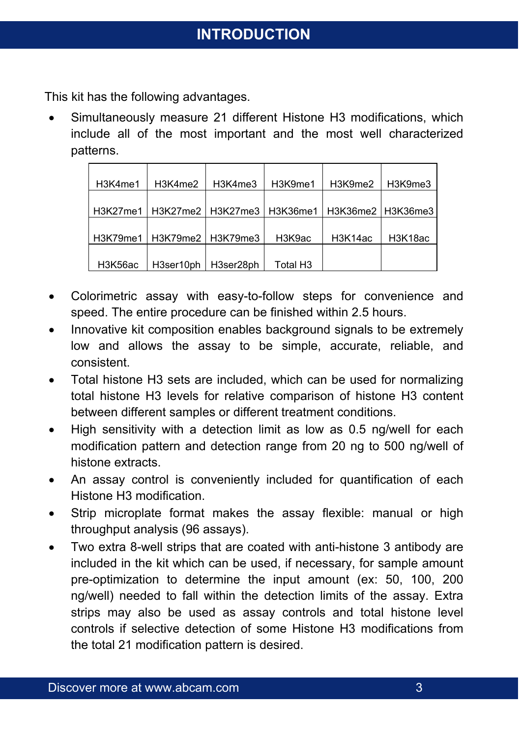## INTRODUCTION

This kit has the following advantages.

- Simultaneously measure 21 different Histone H3 modifications, which include all of the most important and the most well characterized patterns.

| H3K4me1 | H3K4me2 | H3K4me3 | H3K9me1 | H3K9me2 | H3K9me3 |
|---|---|---|---|---|---|
| H3K27me1 | H3K27me2 | H3K27me3 | H3K36me1 | H3K36me2 | H3K36me3 |
| H3K79me1 | H3K79me2 | H3K79me3 | H3K9ac | H3K14ac | H3K18ac |
| H3K56ac | H3ser10ph | H3ser28ph | Total H3 | | |

- Colorimetric assay with easy-to-follow steps for convenience and speed. The entire procedure can be finished within 2.5 hours.
- Innovative kit composition enables background signals to be extremely low and allows the assay to be simple, accurate, reliable, and consistent.
- Total histone H3 sets are included, which can be used for normalizing total histone H3 levels for relative comparison of histone H3 content between different samples or different treatment conditions.
- High sensitivity with a detection limit as low as 0.5 ng/well for each modification pattern and detection range from 20 ng to 500 ng/well of histone extracts.
- An assay control is conveniently included for quantification of each Histone H3 modification.
- Strip microplate format makes the assay flexible: manual or high throughput analysis (96 assays).
- Two extra 8-well strips that are coated with anti-histone 3 antibody are included in the kit which can be used, if necessary, for sample amount pre-optimization to determine the input amount (ex: 50, 100, 200 ng/well) needed to fall within the detection limits of the assay. Extra strips may also be used as assay controls and total histone level controls if selective detection of some Histone H3 modifications from the total 21 modification pattern is desired.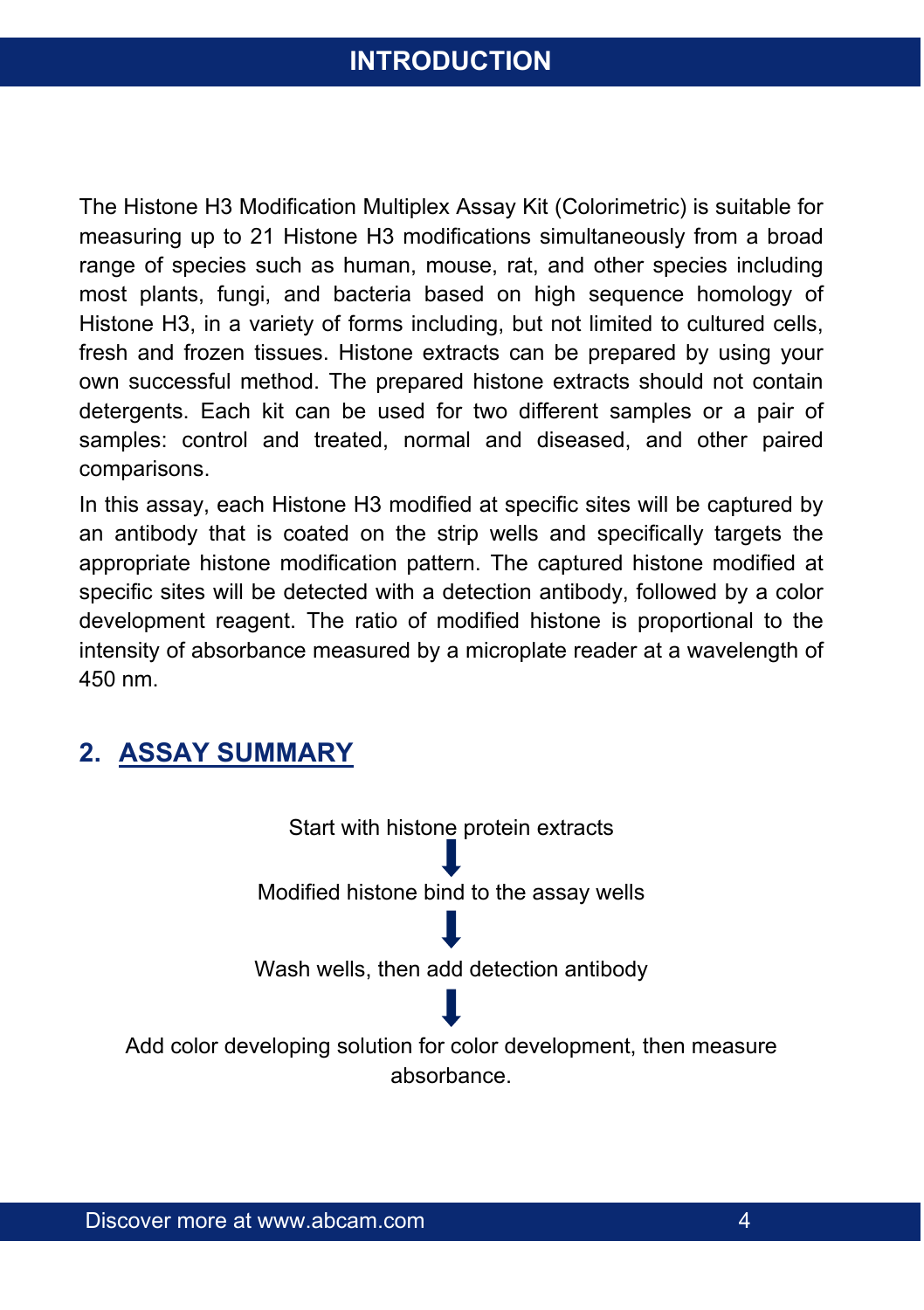# INTRODUCTION

The Histone H3 Modification Multiplex Assay Kit (Colorimetric) is suitable for measuring up to 21 Histone H3 modifications simultaneously from a broad range of species such as human, mouse, rat, and other species including most plants, fungi, and bacteria based on high sequence homology of Histone H3, in a variety of forms including, but not limited to cultured cells, fresh and frozen tissues. Histone extracts can be prepared by using your own successful method. The prepared histone extracts should not contain detergents. Each kit can be used for two different samples or a pair of samples: control and treated, normal and diseased, and other paired comparisons.

In this assay, each Histone H3 modified at specific sites will be captured by an antibody that is coated on the strip wells and specifically targets the appropriate histone modification pattern. The captured histone modified at specific sites will be detected with a detection antibody, followed by a color development reagent. The ratio of modified histone is proportional to the intensity of absorbance measured by a microplate reader at a wavelength of 450 nm.

## 2. ASSAY SUMMARY

Start with histone protein extracts

⬇

Modified histone bind to the assay wells

⬇

Wash wells, then add detection antibody

⬇

Add color developing solution for color development, then measure absorbance.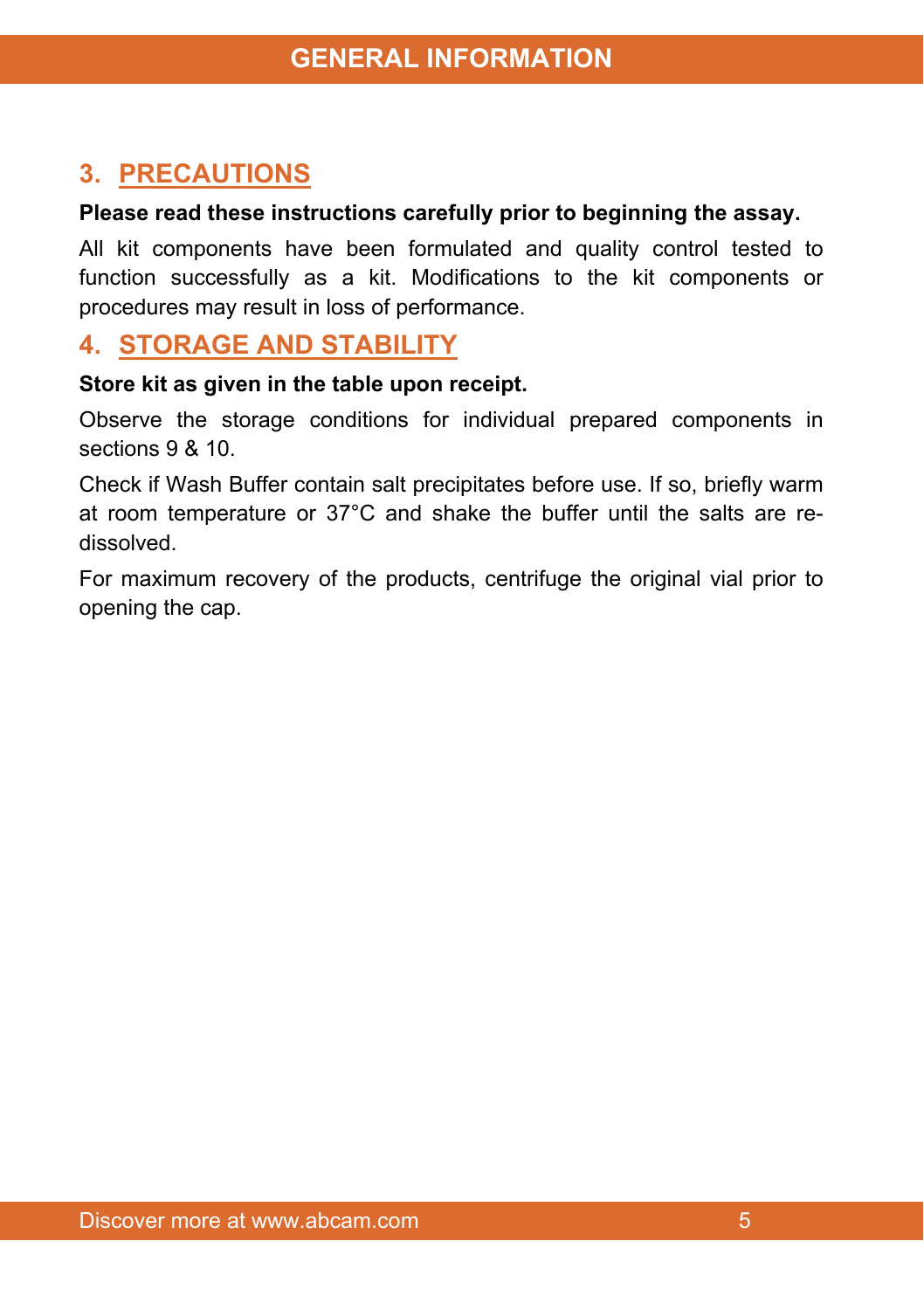## 3. PRECAUTIONS

**Please read these instructions carefully prior to beginning the assay.**

All kit components have been formulated and quality control tested to function successfully as a kit. Modifications to the kit components or procedures may result in loss of performance.

## 4. STORAGE AND STABILITY

**Store kit as given in the table upon receipt.**

Observe the storage conditions for individual prepared components in sections 9 & 10.

Check if Wash Buffer contain salt precipitates before use. If so, briefly warm at room temperature or 37°C and shake the buffer until the salts are re-dissolved.

For maximum recovery of the products, centrifuge the original vial prior to opening the cap.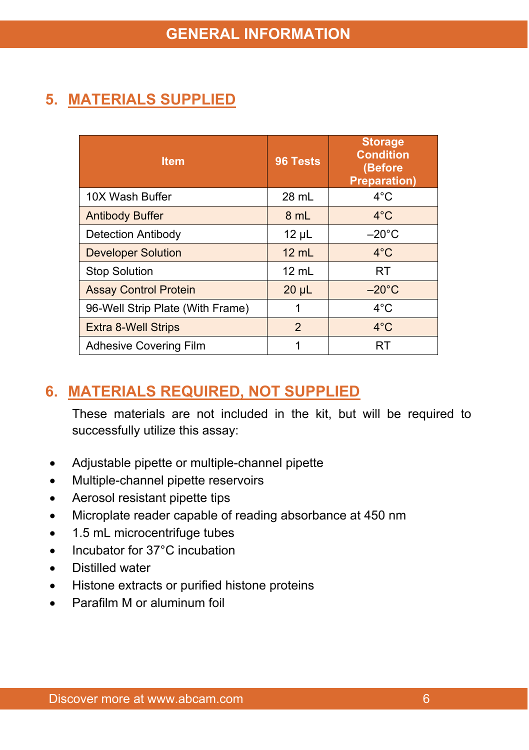## 5. MATERIALS SUPPLIED

| Item | 96 Tests | Storage Condition (Before Preparation) |
|---|---|---|
| 10X Wash Buffer | 28 mL | 4°C |
| Antibody Buffer | 8 mL | 4°C |
| Detection Antibody | 12 µL | –20°C |
| Developer Solution | 12 mL | 4°C |
| Stop Solution | 12 mL | RT |
| Assay Control Protein | 20 µL | –20°C |
| 96-Well Strip Plate (With Frame) | 1 | 4°C |
| Extra 8-Well Strips | 2 | 4°C |
| Adhesive Covering Film | 1 | RT |

## 6. MATERIALS REQUIRED, NOT SUPPLIED

These materials are not included in the kit, but will be required to successfully utilize this assay:

- Adjustable pipette or multiple-channel pipette
- Multiple-channel pipette reservoirs
- Aerosol resistant pipette tips
- Microplate reader capable of reading absorbance at 450 nm
- 1.5 mL microcentrifuge tubes
- Incubator for 37°C incubation
- Distilled water
- Histone extracts or purified histone proteins
- Parafilm M or aluminum foil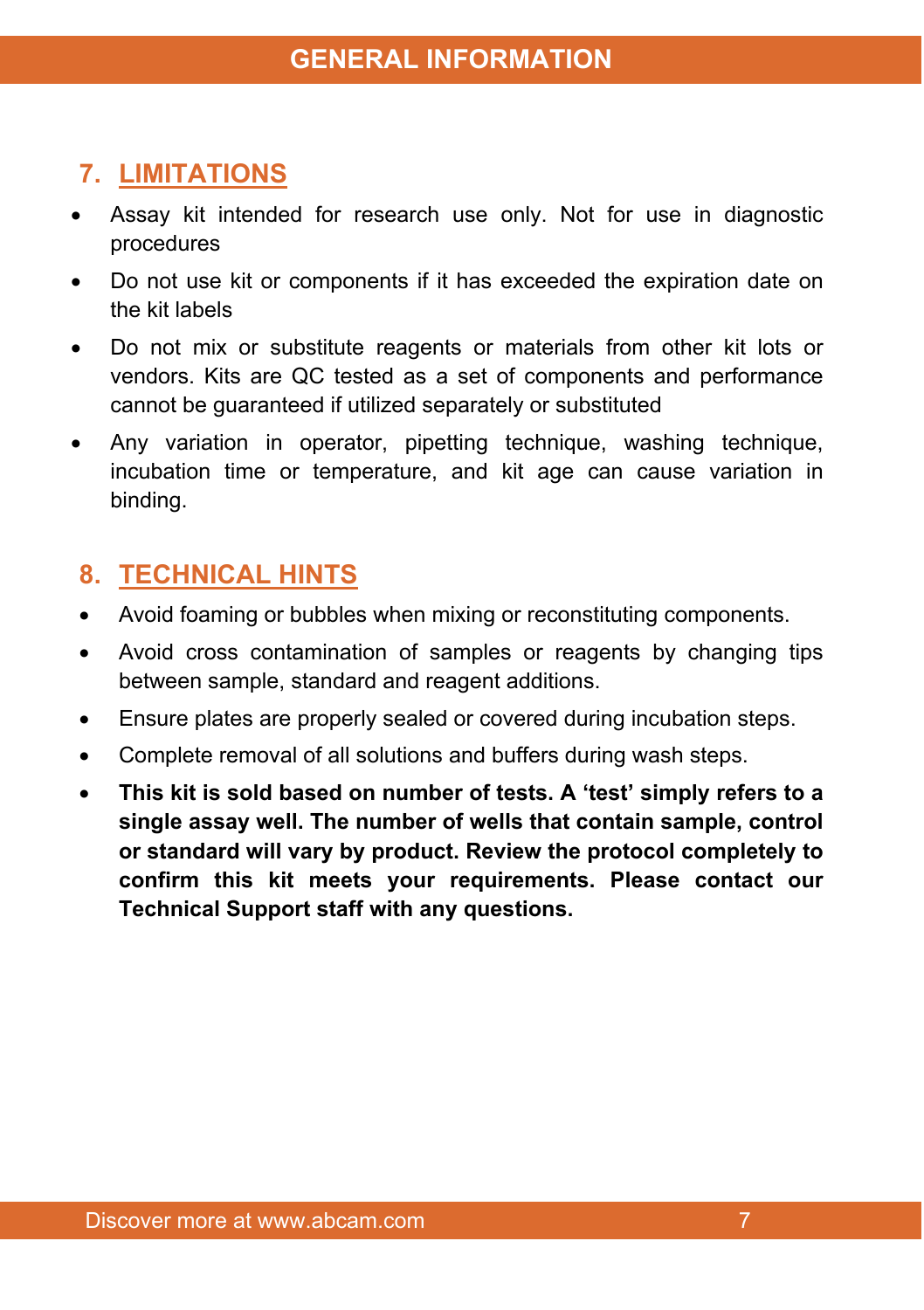## 7. LIMITATIONS

- Assay kit intended for research use only. Not for use in diagnostic procedures
- Do not use kit or components if it has exceeded the expiration date on the kit labels
- Do not mix or substitute reagents or materials from other kit lots or vendors. Kits are QC tested as a set of components and performance cannot be guaranteed if utilized separately or substituted
- Any variation in operator, pipetting technique, washing technique, incubation time or temperature, and kit age can cause variation in binding.

## 8. TECHNICAL HINTS

- Avoid foaming or bubbles when mixing or reconstituting components.
- Avoid cross contamination of samples or reagents by changing tips between sample, standard and reagent additions.
- Ensure plates are properly sealed or covered during incubation steps.
- Complete removal of all solutions and buffers during wash steps.
- **This kit is sold based on number of tests. A 'test' simply refers to a single assay well. The number of wells that contain sample, control or standard will vary by product. Review the protocol completely to confirm this kit meets your requirements. Please contact our Technical Support staff with any questions.**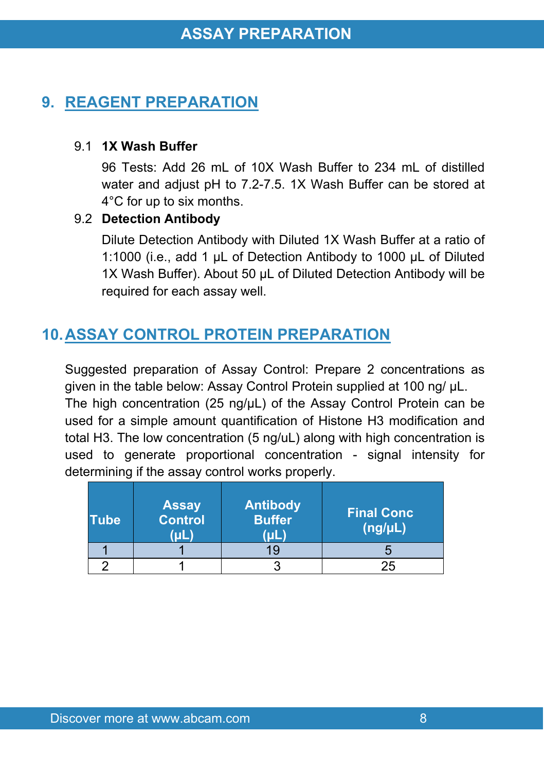## 9. REAGENT PREPARATION

9.1 **1X Wash Buffer**

96 Tests: Add 26 mL of 10X Wash Buffer to 234 mL of distilled water and adjust pH to 7.2-7.5. 1X Wash Buffer can be stored at 4°C for up to six months.

9.2 **Detection Antibody**

Dilute Detection Antibody with Diluted 1X Wash Buffer at a ratio of 1:1000 (i.e., add 1 µL of Detection Antibody to 1000 µL of Diluted 1X Wash Buffer). About 50 µL of Diluted Detection Antibody will be required for each assay well.

## 10. ASSAY CONTROL PROTEIN PREPARATION

Suggested preparation of Assay Control: Prepare 2 concentrations as given in the table below: Assay Control Protein supplied at 100 ng/ µL. The high concentration (25 ng/µL) of the Assay Control Protein can be used for a simple amount quantification of Histone H3 modification and total H3. The low concentration (5 ng/uL) along with high concentration is used to generate proportional concentration - signal intensity for determining if the assay control works properly.

| Tube | Assay Control (µL) | Antibody Buffer (µL) | Final Conc (ng/µL) |
|---|---|---|---|
| 1 | 1 | 19 | 5 |
| 2 | 1 | 3 | 25 |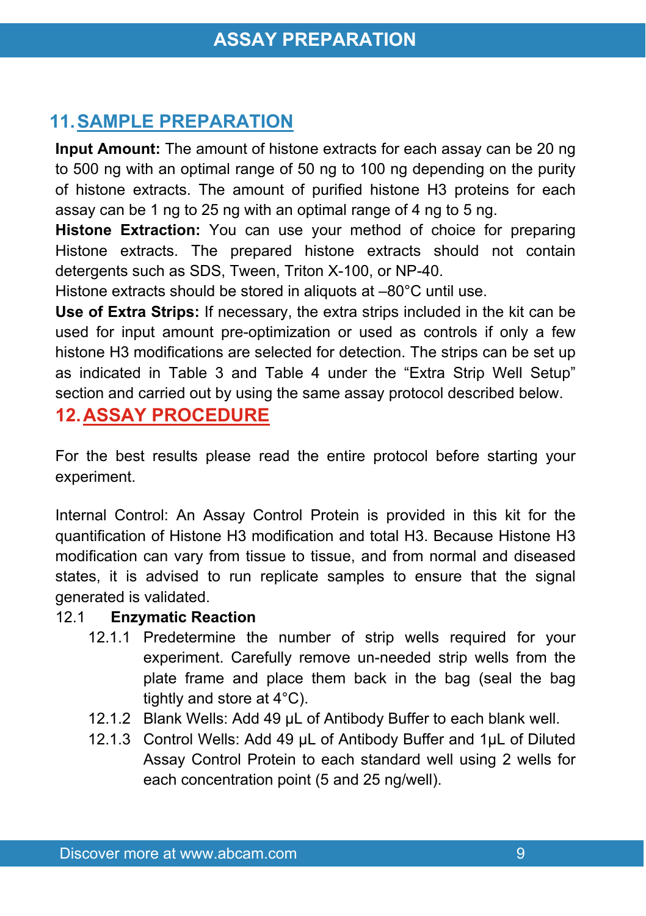## 11. SAMPLE PREPARATION

**Input Amount:** The amount of histone extracts for each assay can be 20 ng to 500 ng with an optimal range of 50 ng to 100 ng depending on the purity of histone extracts. The amount of purified histone H3 proteins for each assay can be 1 ng to 25 ng with an optimal range of 4 ng to 5 ng.

**Histone Extraction:** You can use your method of choice for preparing Histone extracts. The prepared histone extracts should not contain detergents such as SDS, Tween, Triton X-100, or NP-40.

Histone extracts should be stored in aliquots at –80°C until use.

**Use of Extra Strips:** If necessary, the extra strips included in the kit can be used for input amount pre-optimization or used as controls if only a few histone H3 modifications are selected for detection. The strips can be set up as indicated in Table 3 and Table 4 under the "Extra Strip Well Setup" section and carried out by using the same assay protocol described below.

## 12. ASSAY PROCEDURE

For the best results please read the entire protocol before starting your experiment.

Internal Control: An Assay Control Protein is provided in this kit for the quantification of Histone H3 modification and total H3. Because Histone H3 modification can vary from tissue to tissue, and from normal and diseased states, it is advised to run replicate samples to ensure that the signal generated is validated.

12.1 **Enzymatic Reaction**

- 12.1.1 Predetermine the number of strip wells required for your experiment. Carefully remove un-needed strip wells from the plate frame and place them back in the bag (seal the bag tightly and store at 4°C).
- 12.1.2 Blank Wells: Add 49 µL of Antibody Buffer to each blank well.
- 12.1.3 Control Wells: Add 49 µL of Antibody Buffer and 1µL of Diluted Assay Control Protein to each standard well using 2 wells for each concentration point (5 and 25 ng/well).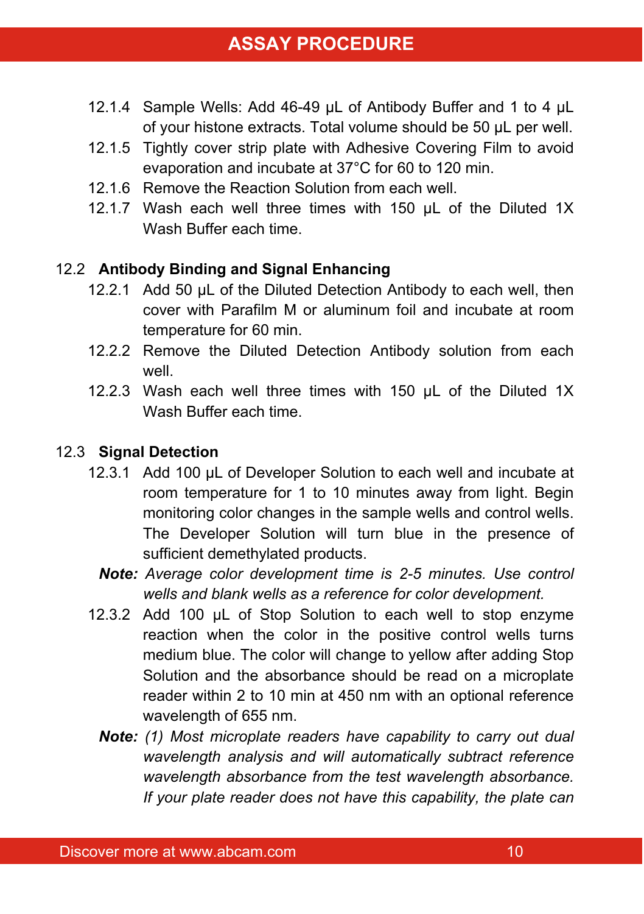12.1.4 Sample Wells: Add 46-49 µL of Antibody Buffer and 1 to 4 µL of your histone extracts. Total volume should be 50 µL per well.

12.1.5 Tightly cover strip plate with Adhesive Covering Film to avoid evaporation and incubate at 37°C for 60 to 120 min.

12.1.6 Remove the Reaction Solution from each well.

12.1.7 Wash each well three times with 150 µL of the Diluted 1X Wash Buffer each time.

12.2 **Antibody Binding and Signal Enhancing**

12.2.1 Add 50 µL of the Diluted Detection Antibody to each well, then cover with Parafilm M or aluminum foil and incubate at room temperature for 60 min.

12.2.2 Remove the Diluted Detection Antibody solution from each well.

12.2.3 Wash each well three times with 150 µL of the Diluted 1X Wash Buffer each time.

12.3 **Signal Detection**

12.3.1 Add 100 µL of Developer Solution to each well and incubate at room temperature for 1 to 10 minutes away from light. Begin monitoring color changes in the sample wells and control wells. The Developer Solution will turn blue in the presence of sufficient demethylated products.

***Note:*** *Average color development time is 2-5 minutes. Use control wells and blank wells as a reference for color development.*

12.3.2 Add 100 µL of Stop Solution to each well to stop enzyme reaction when the color in the positive control wells turns medium blue. The color will change to yellow after adding Stop Solution and the absorbance should be read on a microplate reader within 2 to 10 min at 450 nm with an optional reference wavelength of 655 nm.

***Note:*** *(1) Most microplate readers have capability to carry out dual wavelength analysis and will automatically subtract reference wavelength absorbance from the test wavelength absorbance. If your plate reader does not have this capability, the plate can*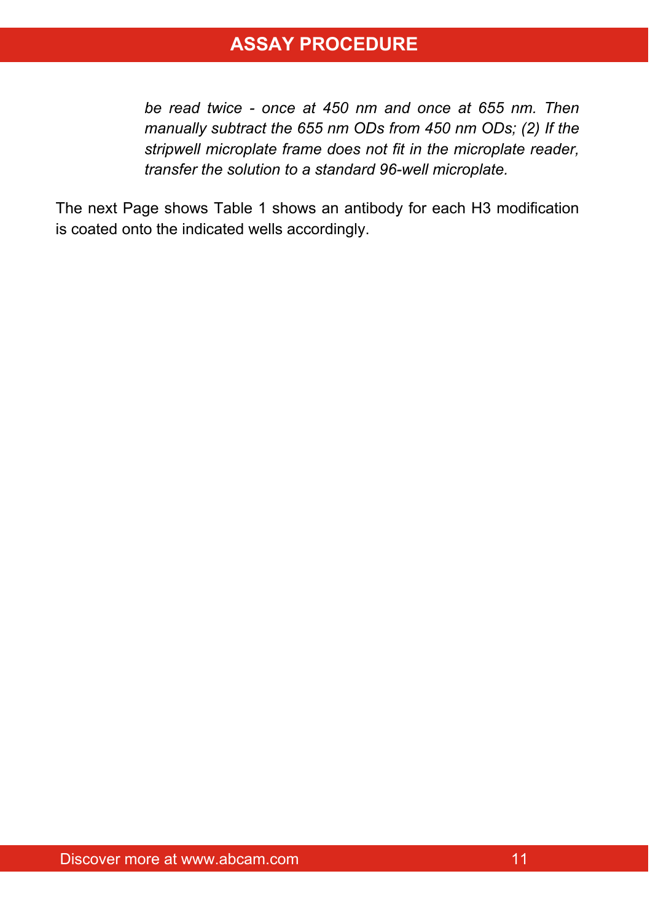*be read twice - once at 450 nm and once at 655 nm. Then manually subtract the 655 nm ODs from 450 nm ODs; (2) If the stripwell microplate frame does not fit in the microplate reader, transfer the solution to a standard 96-well microplate.*

The next Page shows Table 1 shows an antibody for each H3 modification is coated onto the indicated wells accordingly.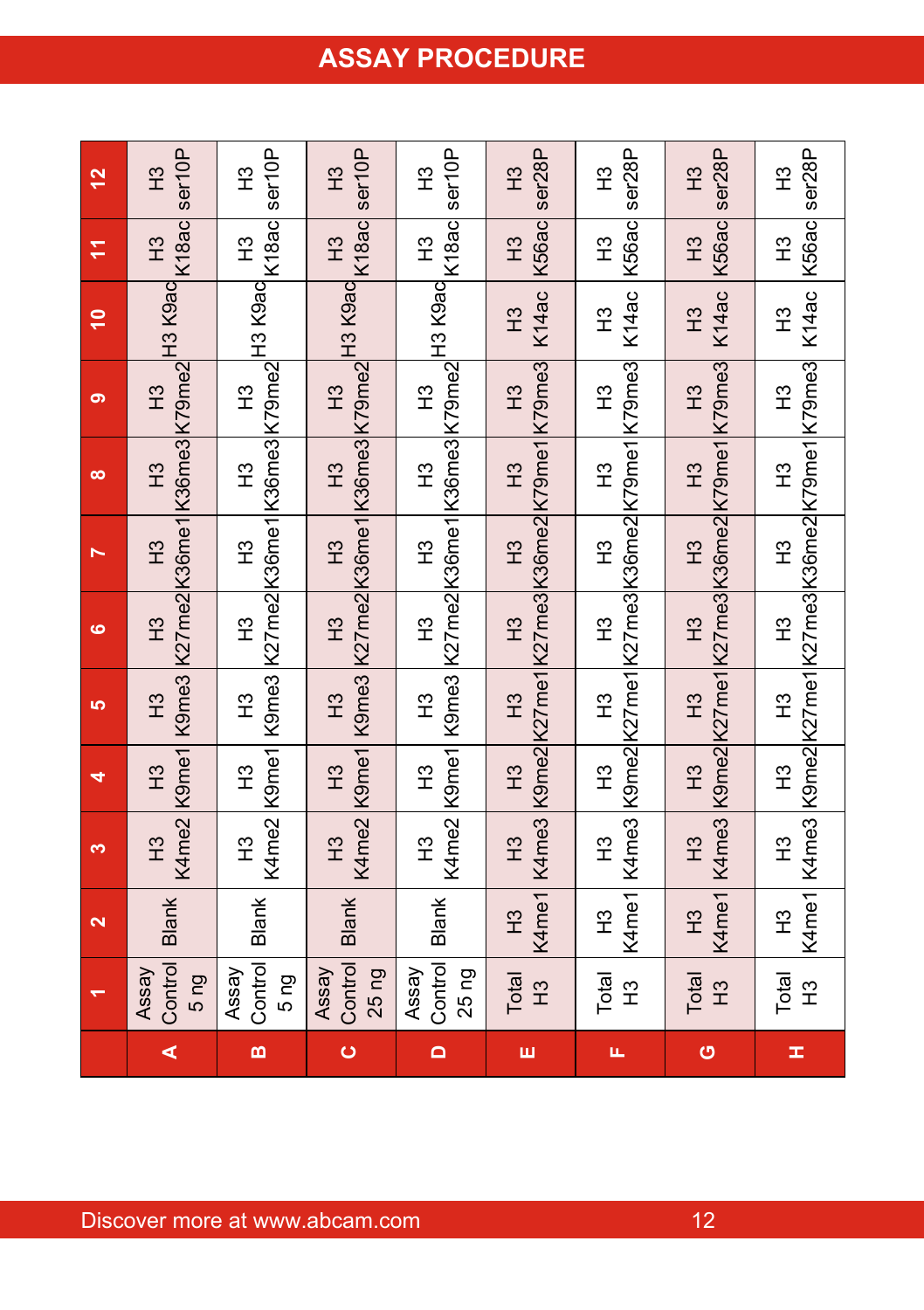# ASSAY PROCEDURE

| | 1 | 2 | 3 | 4 | 5 | 6 | 7 | 8 | 9 | 10 | 11 | 12 |
|---|---|---|---|---|---|---|---|---|---|---|---|---|
| A | Assay Control 5 ng | Blank | H3 K4me2 | H3 K9me1 | H3 K9me3 | H3 K27me2 | H3 K36me1 | H3 K36me3 | H3 K79me2 | H3 K9ac | H3 K18ac | H3 ser10P |
| B | Assay Control 5 ng | Blank | H3 K4me2 | H3 K9me1 | H3 K9me3 | H3 K27me2 | H3 K36me1 | H3 K36me3 | H3 K79me2 | H3 K9ac | H3 K18ac | H3 ser10P |
| C | Assay Control 25 ng | Blank | H3 K4me2 | H3 K9me1 | H3 K9me3 | H3 K27me2 | H3 K36me1 | H3 K36me3 | H3 K79me2 | H3 K9ac | H3 K18ac | H3 ser10P |
| D | Assay Control 25 ng | Blank | H3 K4me2 | H3 K9me1 | H3 K9me3 | H3 K27me2 | H3 K36me1 | H3 K36me3 | H3 K79me2 | H3 K9ac | H3 K18ac | H3 ser10P |
| E | Total H3 | H3 K4me1 | H3 K4me3 | H3 K9me2 | H3 K27me1 | H3 K27me3 | H3 K36me2 | H3 K79me1 | H3 K79me3 | H3 K14ac | H3 K56ac | H3 ser28P |
| F | Total H3 | H3 K4me1 | H3 K4me3 | H3 K9me2 | H3 K27me1 | H3 K27me3 | H3 K36me2 | H3 K79me1 | H3 K79me3 | H3 K14ac | H3 K56ac | H3 ser28P |
| G | Total H3 | H3 K4me1 | H3 K4me3 | H3 K9me2 | H3 K27me1 | H3 K27me3 | H3 K36me2 | H3 K79me1 | H3 K79me3 | H3 K14ac | H3 K56ac | H3 ser28P |
| H | Total H3 | H3 K4me1 | H3 K4me3 | H3 K9me2 | H3 K27me1 | H3 K27me3 | H3 K36me2 | H3 K79me1 | H3 K79me3 | H3 K14ac | H3 K56ac | H3 ser28P |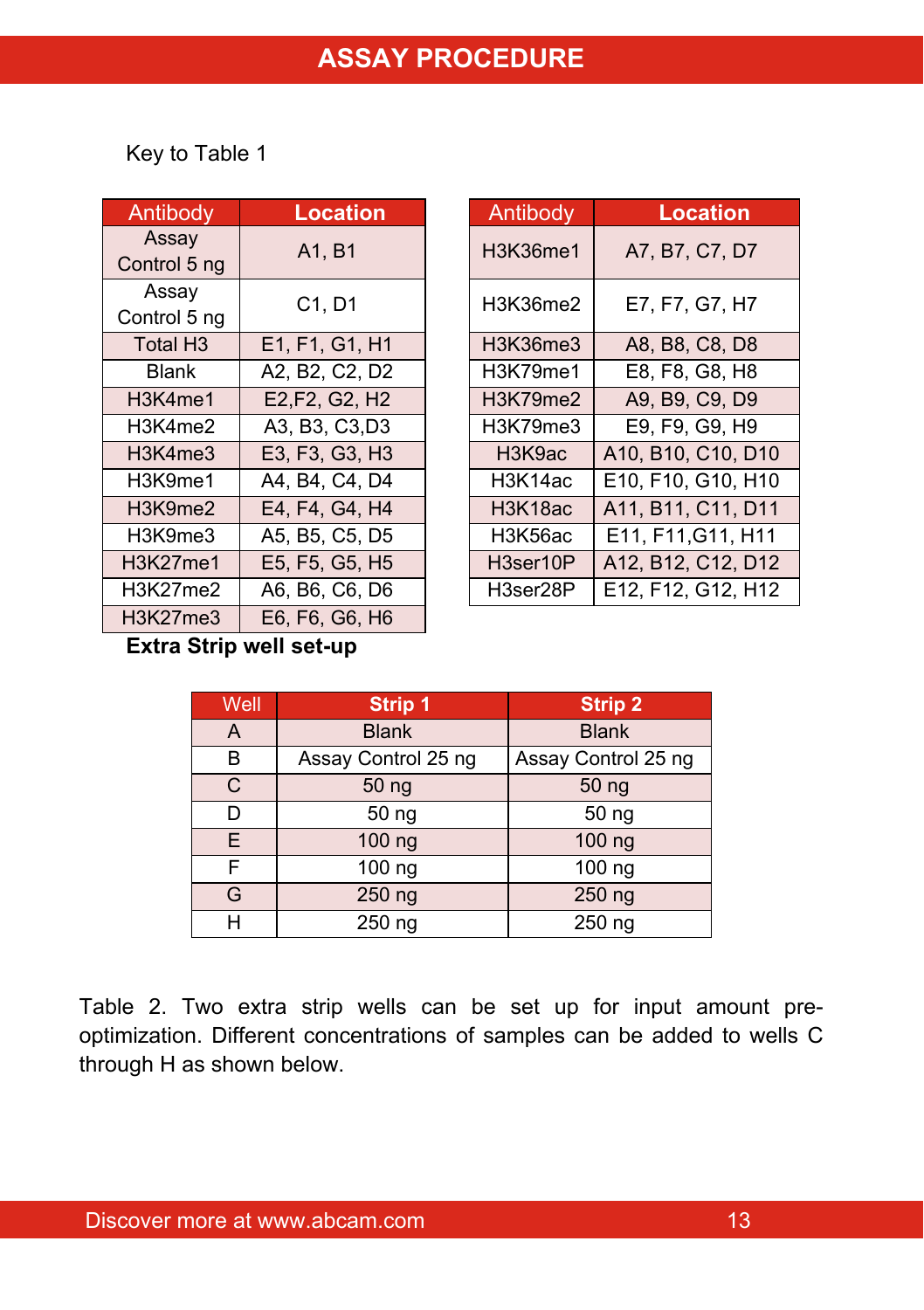# ASSAY PROCEDURE

Key to Table 1

| Antibody | Location |
|---|---|
| Assay Control 5 ng | A1, B1 |
| Assay Control 5 ng | C1, D1 |
| Total H3 | E1, F1, G1, H1 |
| Blank | A2, B2, C2, D2 |
| H3K4me1 | E2,F2, G2, H2 |
| H3K4me2 | A3, B3, C3,D3 |
| H3K4me3 | E3, F3, G3, H3 |
| H3K9me1 | A4, B4, C4, D4 |
| H3K9me2 | E4, F4, G4, H4 |
| H3K9me3 | A5, B5, C5, D5 |
| H3K27me1 | E5, F5, G5, H5 |
| H3K27me2 | A6, B6, C6, D6 |
| H3K27me3 | E6, F6, G6, H6 |

| Antibody | Location |
|---|---|
| H3K36me1 | A7, B7, C7, D7 |
| H3K36me2 | E7, F7, G7, H7 |
| H3K36me3 | A8, B8, C8, D8 |
| H3K79me1 | E8, F8, G8, H8 |
| H3K79me2 | A9, B9, C9, D9 |
| H3K79me3 | E9, F9, G9, H9 |
| H3K9ac | A10, B10, C10, D10 |
| H3K14ac | E10, F10, G10, H10 |
| H3K18ac | A11, B11, C11, D11 |
| H3K56ac | E11, F11,G11, H11 |
| H3ser10P | A12, B12, C12, D12 |
| H3ser28P | E12, F12, G12, H12 |

**Extra Strip well set-up**

| Well | Strip 1 | Strip 2 |
|---|---|---|
| A | Blank | Blank |
| B | Assay Control 25 ng | Assay Control 25 ng |
| C | 50 ng | 50 ng |
| D | 50 ng | 50 ng |
| E | 100 ng | 100 ng |
| F | 100 ng | 100 ng |
| G | 250 ng | 250 ng |
| H | 250 ng | 250 ng |

Table 2. Two extra strip wells can be set up for input amount pre-optimization. Different concentrations of samples can be added to wells C through H as shown below.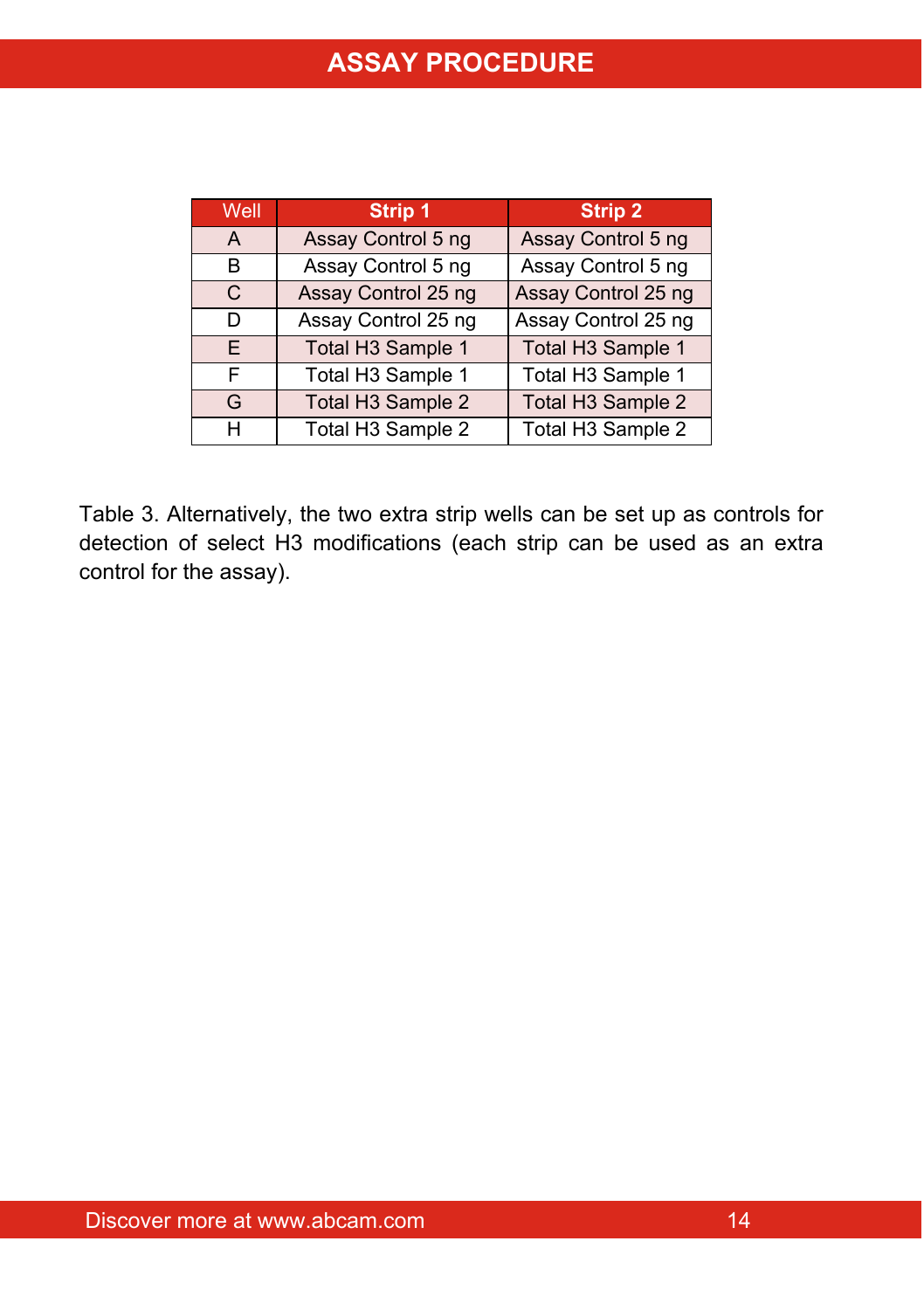| Well | Strip 1 | Strip 2 |
|---|---|---|
| A | Assay Control 5 ng | Assay Control 5 ng |
| B | Assay Control 5 ng | Assay Control 5 ng |
| C | Assay Control 25 ng | Assay Control 25 ng |
| D | Assay Control 25 ng | Assay Control 25 ng |
| E | Total H3 Sample 1 | Total H3 Sample 1 |
| F | Total H3 Sample 1 | Total H3 Sample 1 |
| G | Total H3 Sample 2 | Total H3 Sample 2 |
| H | Total H3 Sample 2 | Total H3 Sample 2 |

Table 3. Alternatively, the two extra strip wells can be set up as controls for detection of select H3 modifications (each strip can be used as an extra control for the assay).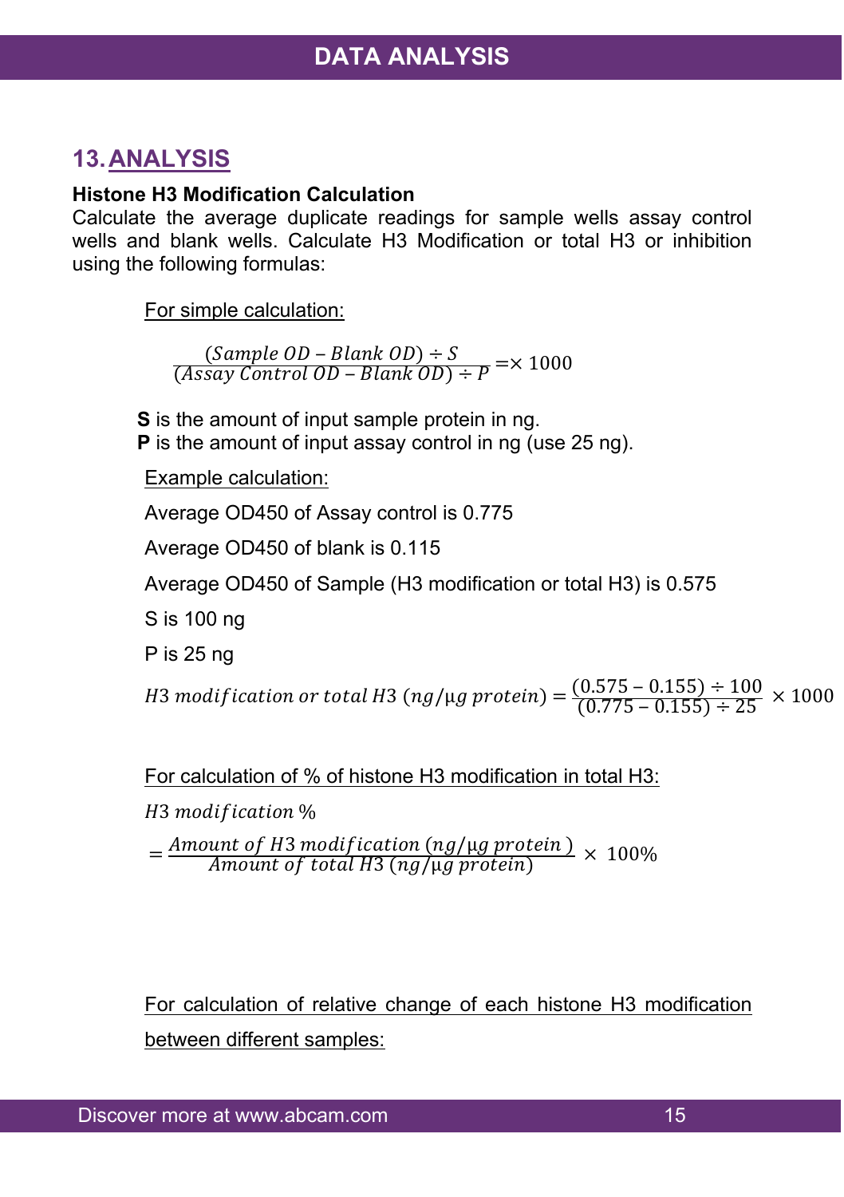## 13. ANALYSIS

**Histone H3 Modification Calculation**

Calculate the average duplicate readings for sample wells assay control wells and blank wells. Calculate H3 Modification or total H3 or inhibition using the following formulas:

For simple calculation:

$$\frac{(Sample\ OD - Blank\ OD) \div S}{(Assay\ Control\ OD - Blank\ OD) \div P} = \times\ 1000$$

**S** is the amount of input sample protein in ng.
**P** is the amount of input assay control in ng (use 25 ng).

Example calculation:

Average OD450 of Assay control is 0.775

Average OD450 of blank is 0.115

Average OD450 of Sample (H3 modification or total H3) is 0.575

S is 100 ng

P is 25 ng

$$H3\ modification\ or\ total\ H3\ (ng/\mu g\ protein) = \frac{(0.575 - 0.155) \div 100}{(0.775 - 0.155) \div 25} \times 1000$$

For calculation of % of histone H3 modification in total H3:

$$H3\ modification\ \% = \frac{Amount\ of\ H3\ modification\ (ng/\mu g\ protein)}{Amount\ of\ total\ H3\ (ng/\mu g\ protein)} \times\ 100\%$$

For calculation of relative change of each histone H3 modification between different samples: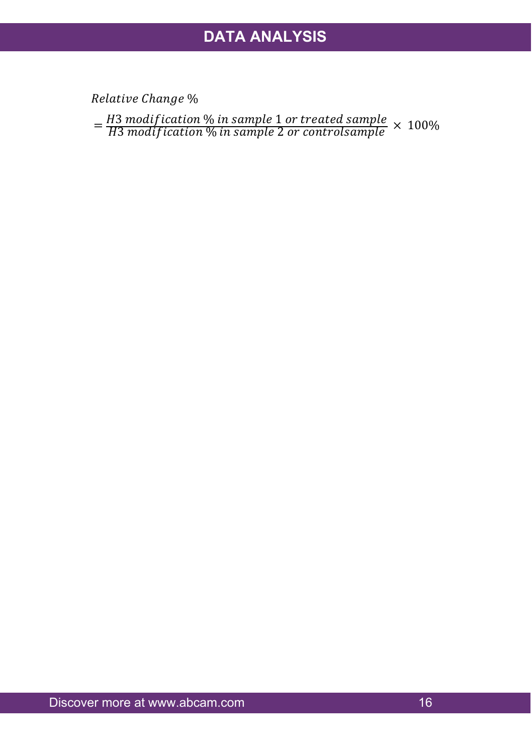# DATA ANALYSIS

$$\text{Relative Change } \% = \frac{H3 \text{ modification } \% \text{ in sample } 1 \text{ or treated sample}}{H3 \text{ modification } \% \text{ in sample } 2 \text{ or controlsample}} \times 100\%$$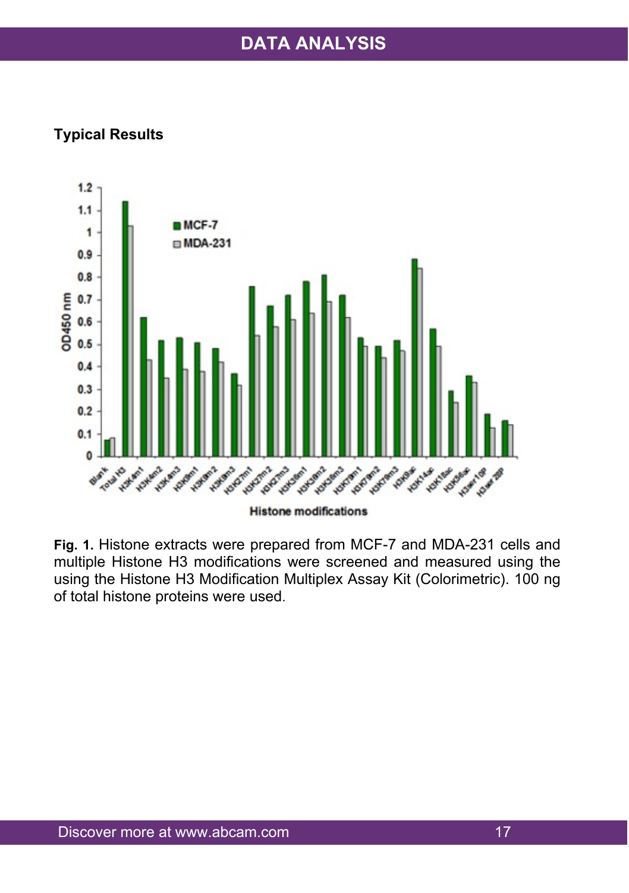# DATA ANALYSIS

## Typical Results

**Fig. 1.** Histone extracts were prepared from MCF-7 and MDA-231 cells and multiple Histone H3 modifications were screened and measured using the using the Histone H3 Modification Multiplex Assay Kit (Colorimetric). 100 ng of total histone proteins were used.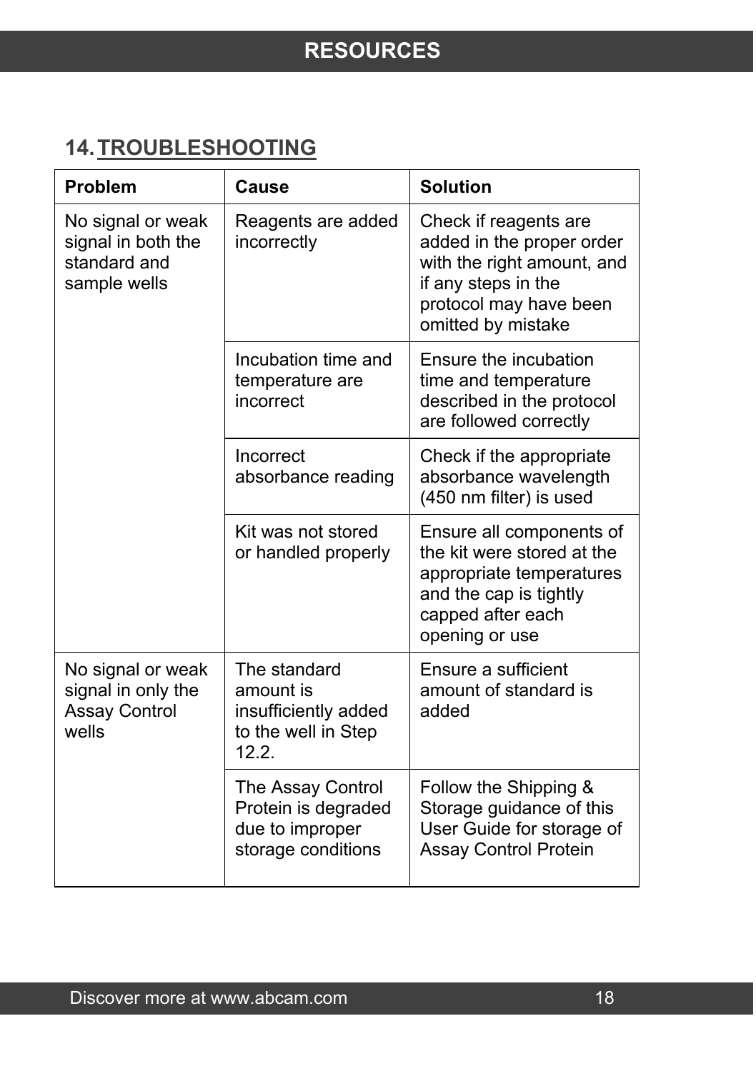## 14. TROUBLESHOOTING

| Problem | Cause | Solution |
| --- | --- | --- |
| No signal or weak signal in both the standard and sample wells | Reagents are added incorrectly | Check if reagents are added in the proper order with the right amount, and if any steps in the protocol may have been omitted by mistake |
| | Incubation time and temperature are incorrect | Ensure the incubation time and temperature described in the protocol are followed correctly |
| | Incorrect absorbance reading | Check if the appropriate absorbance wavelength (450 nm filter) is used |
| | Kit was not stored or handled properly | Ensure all components of the kit were stored at the appropriate temperatures and the cap is tightly capped after each opening or use |
| No signal or weak signal in only the Assay Control wells | The standard amount is insufficiently added to the well in Step 12.2. | Ensure a sufficient amount of standard is added |
| | The Assay Control Protein is degraded due to improper storage conditions | Follow the Shipping & Storage guidance of this User Guide for storage of Assay Control Protein |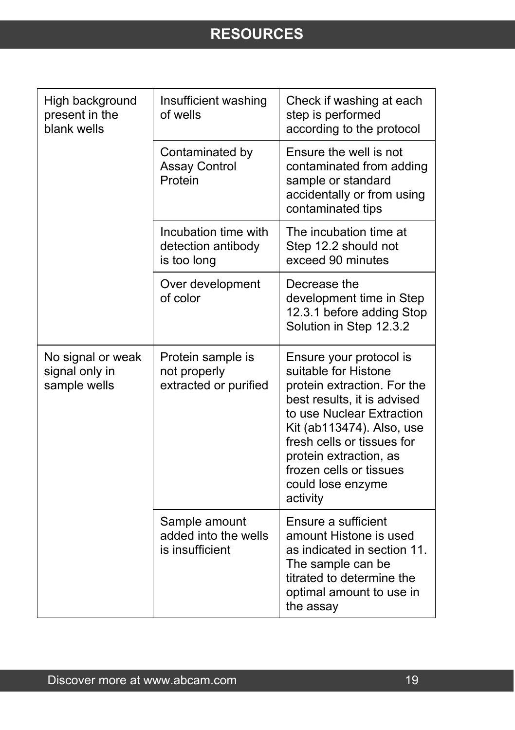| | | |
|---|---|---|
| High background present in the blank wells | Insufficient washing of wells | Check if washing at each step is performed according to the protocol |
| | Contaminated by Assay Control Protein | Ensure the well is not contaminated from adding sample or standard accidentally or from using contaminated tips |
| | Incubation time with detection antibody is too long | The incubation time at Step 12.2 should not exceed 90 minutes |
| | Over development of color | Decrease the development time in Step 12.3.1 before adding Stop Solution in Step 12.3.2 |
| No signal or weak signal only in sample wells | Protein sample is not properly extracted or purified | Ensure your protocol is suitable for Histone protein extraction. For the best results, it is advised to use Nuclear Extraction Kit (ab113474). Also, use fresh cells or tissues for protein extraction, as frozen cells or tissues could lose enzyme activity |
| | Sample amount added into the wells is insufficient | Ensure a sufficient amount Histone is used as indicated in section 11. The sample can be titrated to determine the optimal amount to use in the assay |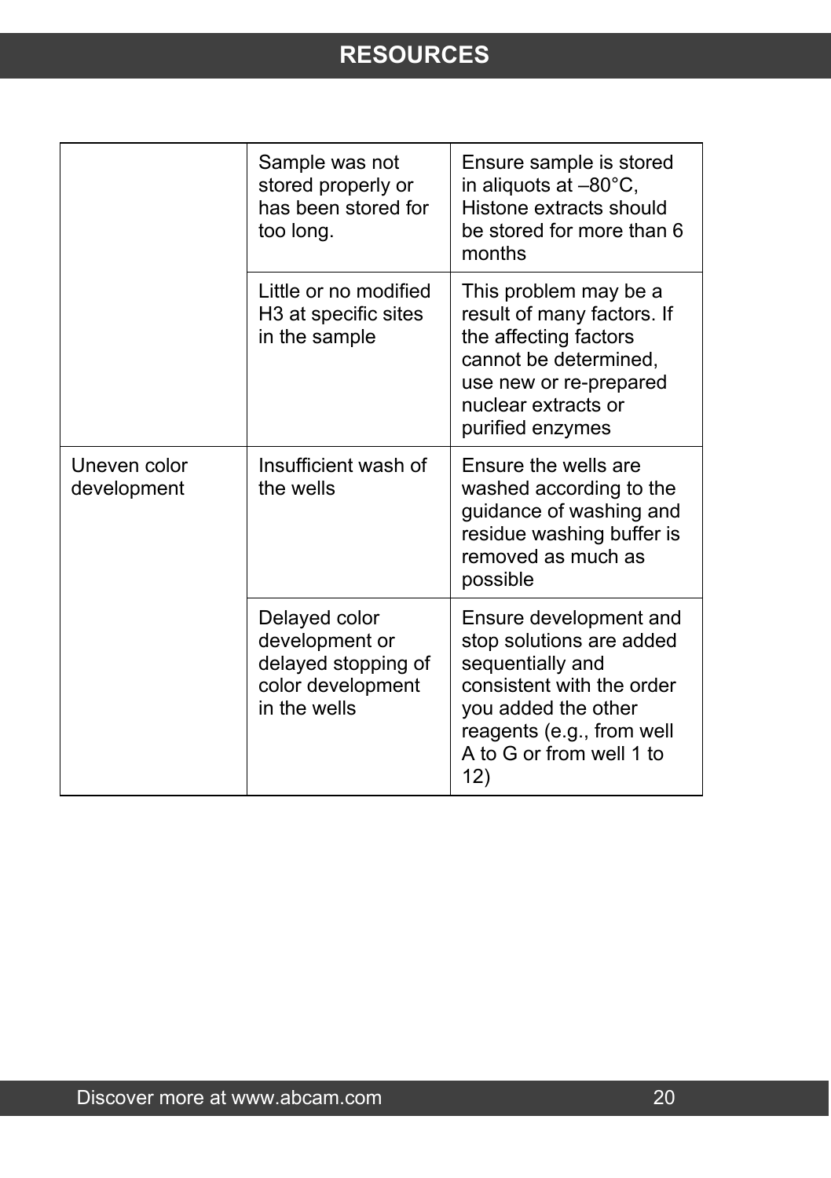| | | |
|---|---|---|
| | Sample was not stored properly or has been stored for too long. | Ensure sample is stored in aliquots at –80°C, Histone extracts should be stored for more than 6 months |
| | Little or no modified H3 at specific sites in the sample | This problem may be a result of many factors. If the affecting factors cannot be determined, use new or re-prepared nuclear extracts or purified enzymes |
| Uneven color development | Insufficient wash of the wells | Ensure the wells are washed according to the guidance of washing and residue washing buffer is removed as much as possible |
| | Delayed color development or delayed stopping of color development in the wells | Ensure development and stop solutions are added sequentially and consistent with the order you added the other reagents (e.g., from well A to G or from well 1 to 12) |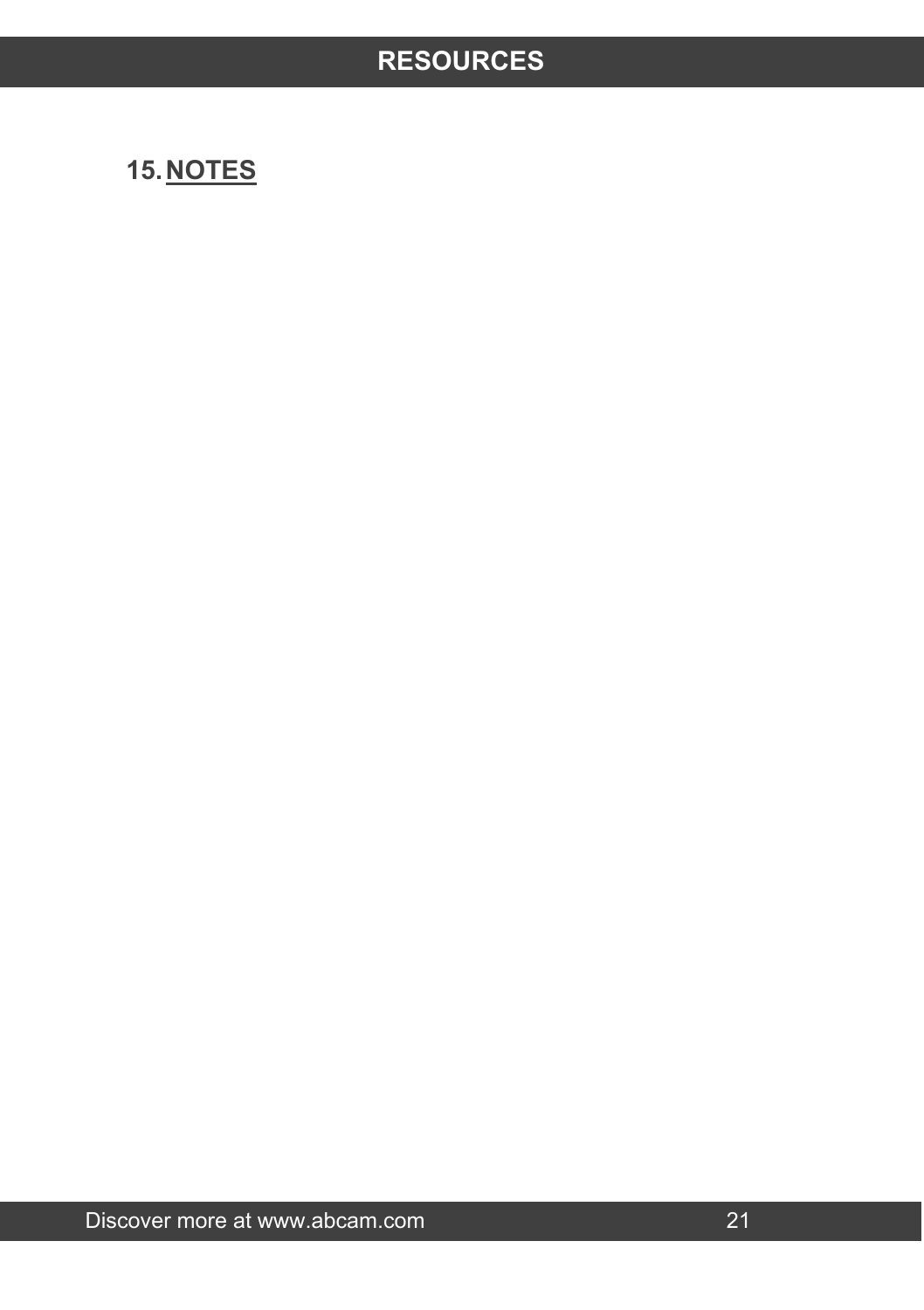## 15. NOTES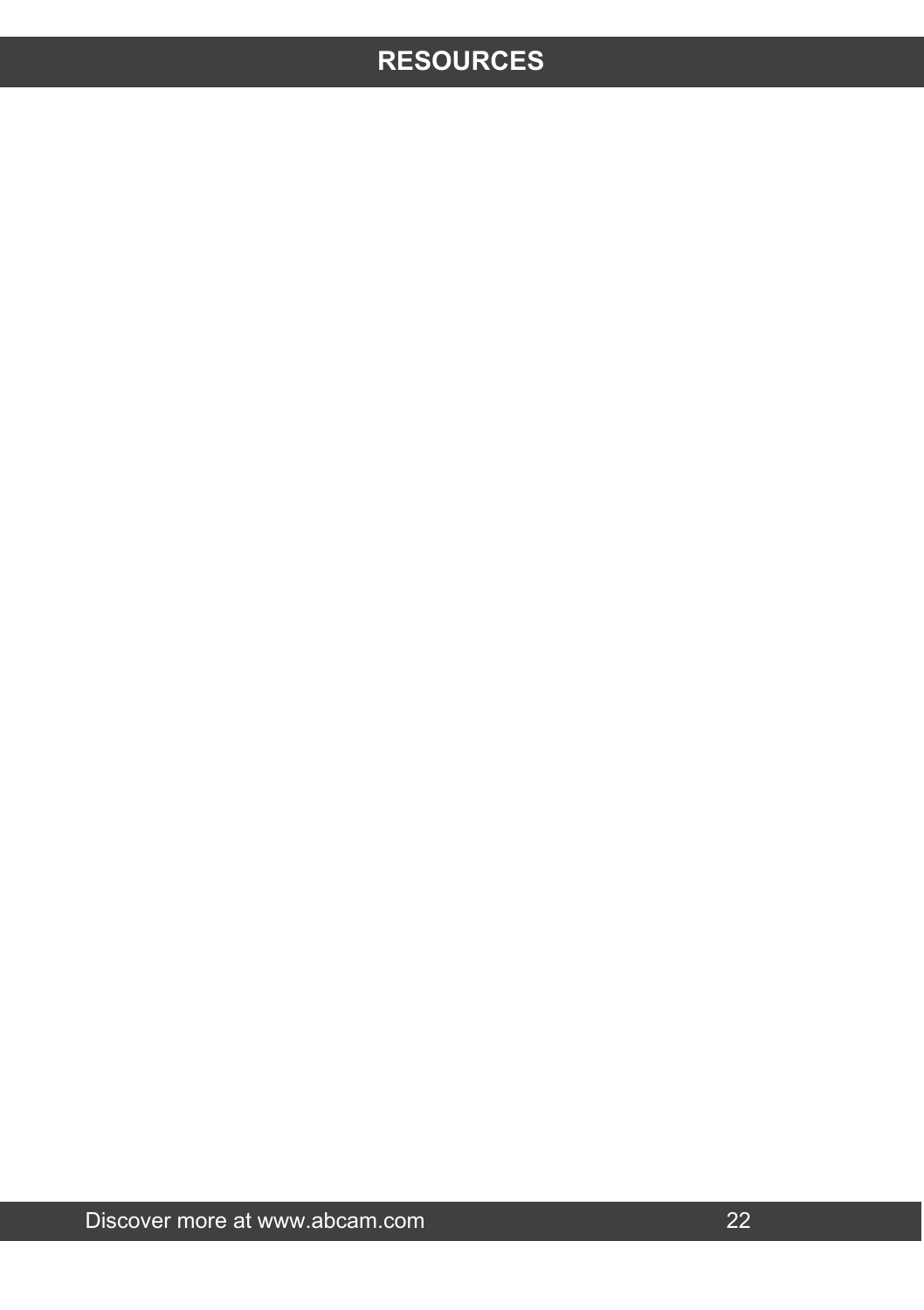# RESOURCES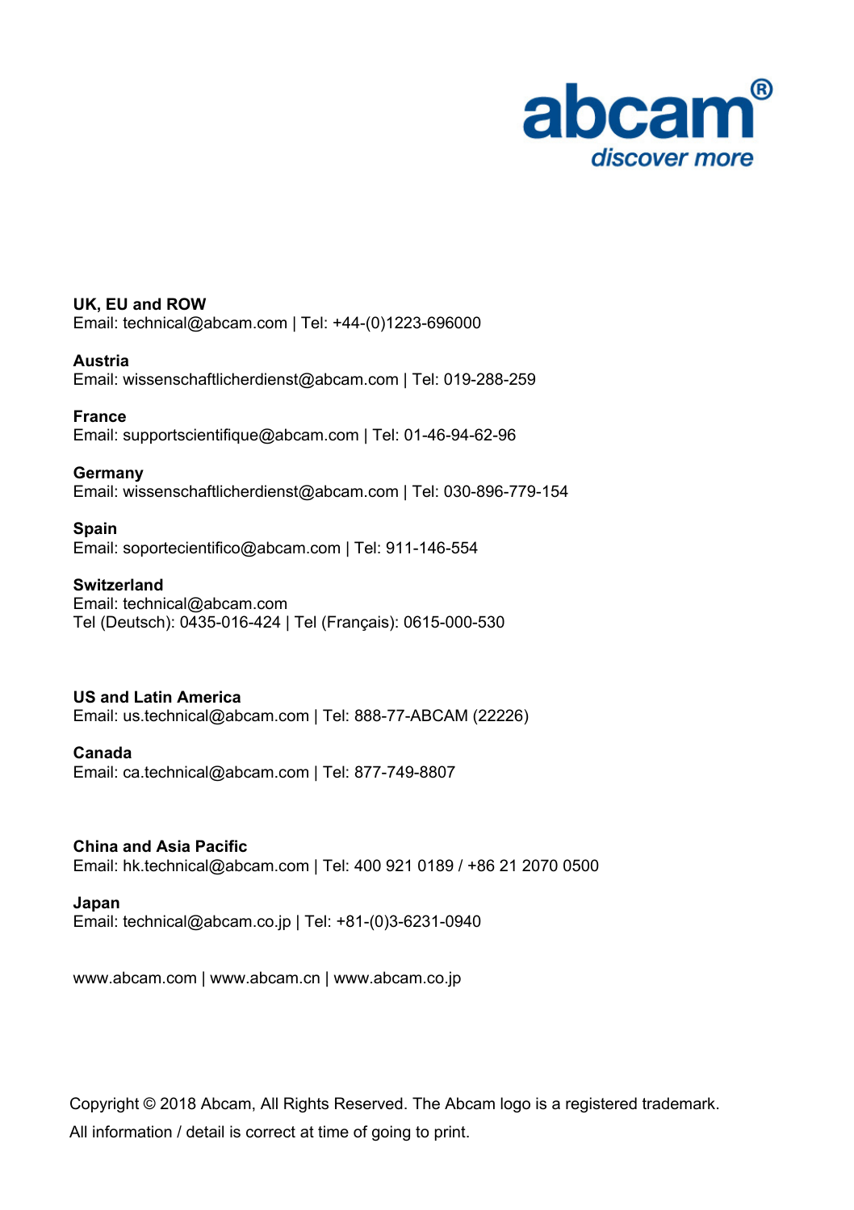abcam®
*discover more*

**UK, EU and ROW**
Email: technical@abcam.com | Tel: +44-(0)1223-696000

**Austria**
Email: wissenschaftlicherdienst@abcam.com | Tel: 019-288-259

**France**
Email: supportscientifique@abcam.com | Tel: 01-46-94-62-96

**Germany**
Email: wissenschaftlicherdienst@abcam.com | Tel: 030-896-779-154

**Spain**
Email: soportecientifico@abcam.com | Tel: 911-146-554

**Switzerland**
Email: technical@abcam.com
Tel (Deutsch): 0435-016-424 | Tel (Français): 0615-000-530

**US and Latin America**
Email: us.technical@abcam.com | Tel: 888-77-ABCAM (22226)

**Canada**
Email: ca.technical@abcam.com | Tel: 877-749-8807

**China and Asia Pacific**
Email: hk.technical@abcam.com | Tel: 400 921 0189 / +86 21 2070 0500

**Japan**
Email: technical@abcam.co.jp | Tel: +81-(0)3-6231-0940

www.abcam.com | www.abcam.cn | www.abcam.co.jp

Copyright © 2018 Abcam, All Rights Reserved. The Abcam logo is a registered trademark.
All information / detail is correct at time of going to print.